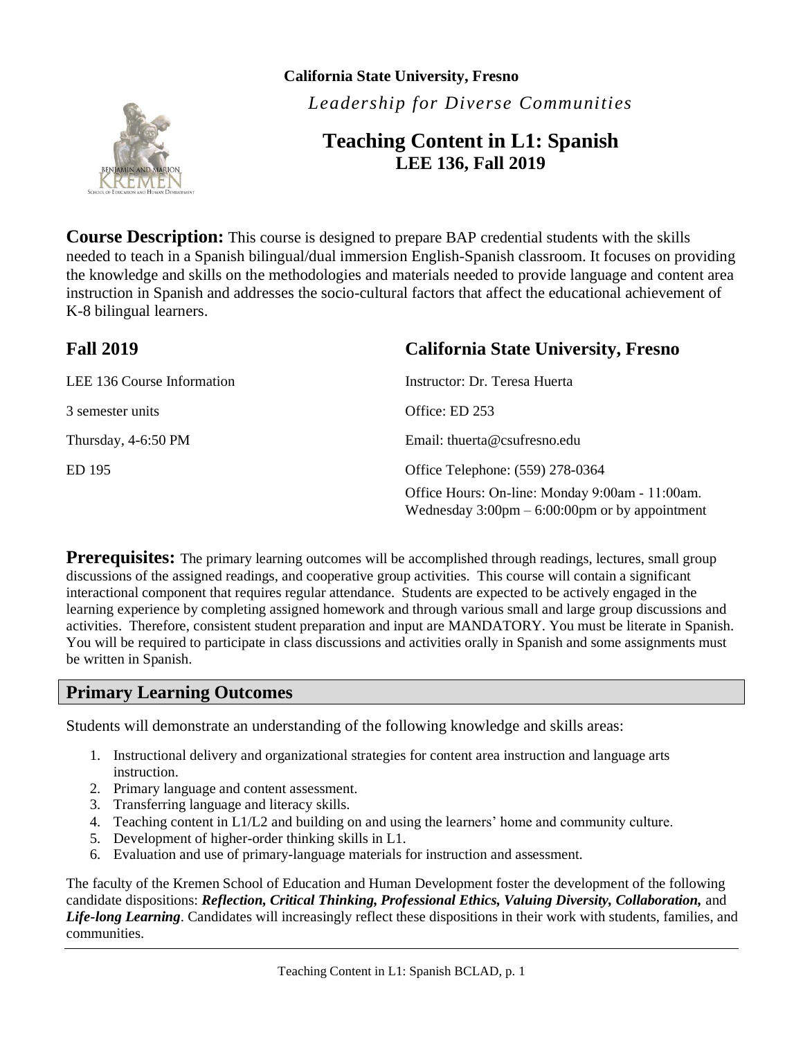**California State University, Fresno**

*Leadership for Diverse Communities*

# Teaching Content in L1: Spanish
## LEE 136, Fall 2019

**Course Description:** This course is designed to prepare BAP credential students with the skills needed to teach in a Spanish bilingual/dual immersion English-Spanish classroom. It focuses on providing the knowledge and skills on the methodologies and materials needed to provide language and content area instruction in Spanish and addresses the socio-cultural factors that affect the educational achievement of K-8 bilingual learners.

## Fall 2019

LEE 136 Course Information

3 semester units

Thursday, 4-6:50 PM

ED 195

## California State University, Fresno

Instructor: Dr. Teresa Huerta

Office: ED 253

Email: thuerta@csufresno.edu

Office Telephone: (559) 278-0364

Office Hours: On-line: Monday 9:00am - 11:00am.
Wednesday 3:00pm – 6:00:00pm or by appointment

**Prerequisites:** The primary learning outcomes will be accomplished through readings, lectures, small group discussions of the assigned readings, and cooperative group activities. This course will contain a significant interactional component that requires regular attendance. Students are expected to be actively engaged in the learning experience by completing assigned homework and through various small and large group discussions and activities. Therefore, consistent student preparation and input are MANDATORY. You must be literate in Spanish. You will be required to participate in class discussions and activities orally in Spanish and some assignments must be written in Spanish.

## Primary Learning Outcomes

Students will demonstrate an understanding of the following knowledge and skills areas:

1. Instructional delivery and organizational strategies for content area instruction and language arts instruction.
2. Primary language and content assessment.
3. Transferring language and literacy skills.
4. Teaching content in L1/L2 and building on and using the learners' home and community culture.
5. Development of higher-order thinking skills in L1.
6. Evaluation and use of primary-language materials for instruction and assessment.

The faculty of the Kremen School of Education and Human Development foster the development of the following candidate dispositions: ***Reflection, Critical Thinking, Professional Ethics, Valuing Diversity, Collaboration,*** and ***Life-long Learning***. Candidates will increasingly reflect these dispositions in their work with students, families, and communities.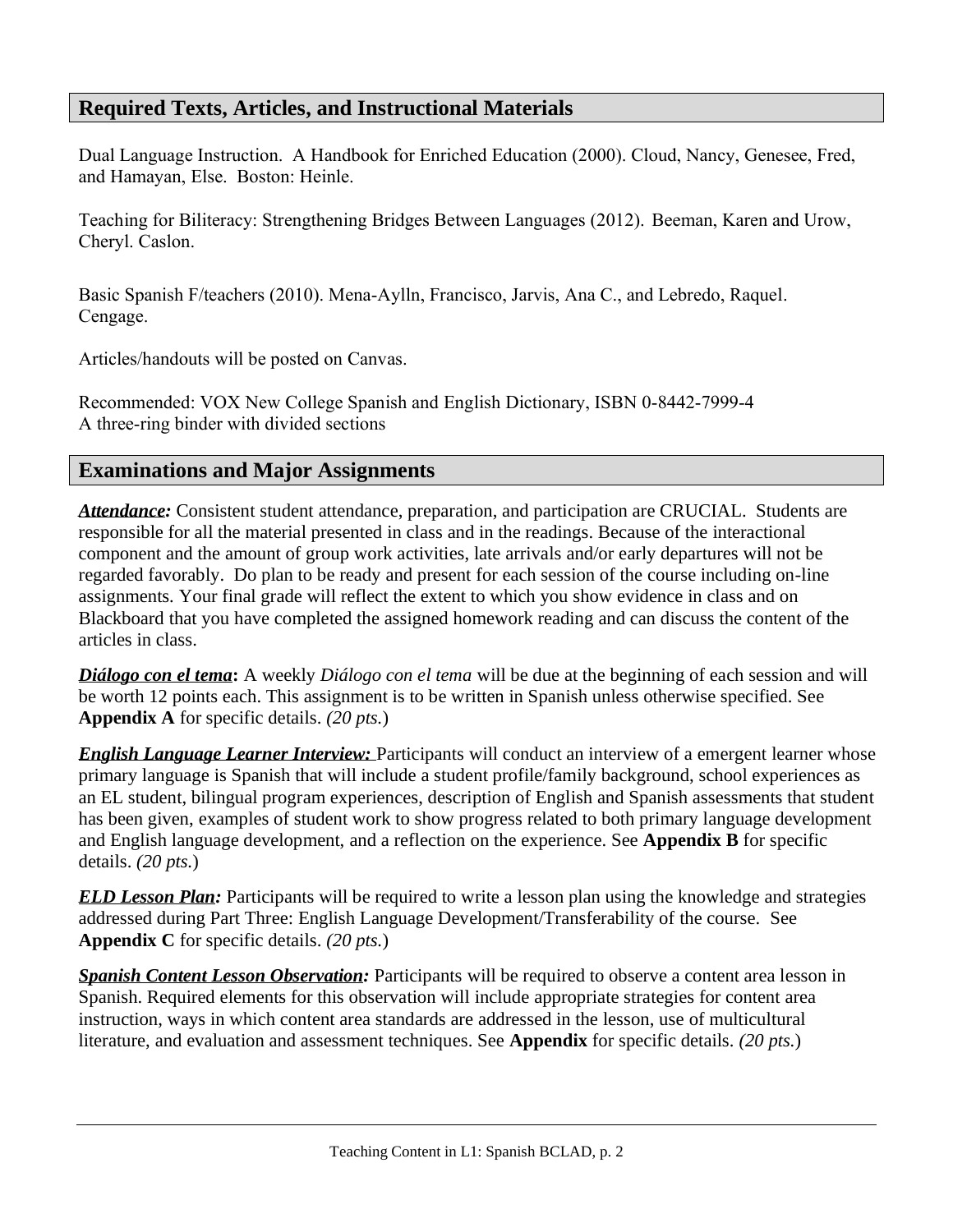## Required Texts, Articles, and Instructional Materials

Dual Language Instruction. A Handbook for Enriched Education (2000). Cloud, Nancy, Genesee, Fred, and Hamayan, Else. Boston: Heinle.

Teaching for Biliteracy: Strengthening Bridges Between Languages (2012). Beeman, Karen and Urow, Cheryl. Caslon.

Basic Spanish F/teachers (2010). Mena-Aylln, Francisco, Jarvis, Ana C., and Lebredo, Raquel. Cengage.

Articles/handouts will be posted on Canvas.

Recommended: VOX New College Spanish and English Dictionary, ISBN 0-8442-7999-4
A three-ring binder with divided sections

## Examinations and Major Assignments

***Attendance:*** Consistent student attendance, preparation, and participation are CRUCIAL. Students are responsible for all the material presented in class and in the readings. Because of the interactional component and the amount of group work activities, late arrivals and/or early departures will not be regarded favorably. Do plan to be ready and present for each session of the course including on-line assignments. Your final grade will reflect the extent to which you show evidence in class and on Blackboard that you have completed the assigned homework reading and can discuss the content of the articles in class.

***Diálogo con el tema*:** A weekly *Diálogo con el tema* will be due at the beginning of each session and will be worth 12 points each. This assignment is to be written in Spanish unless otherwise specified. See **Appendix A** for specific details. *(20 pts.*)

***English Language Learner Interview:*** Participants will conduct an interview of a emergent learner whose primary language is Spanish that will include a student profile/family background, school experiences as an EL student, bilingual program experiences, description of English and Spanish assessments that student has been given, examples of student work to show progress related to both primary language development and English language development, and a reflection on the experience. See **Appendix B** for specific details. *(20 pts.*)

***ELD Lesson Plan:*** Participants will be required to write a lesson plan using the knowledge and strategies addressed during Part Three: English Language Development/Transferability of the course. See **Appendix C** for specific details. *(20 pts.*)

***Spanish Content Lesson Observation:*** Participants will be required to observe a content area lesson in Spanish. Required elements for this observation will include appropriate strategies for content area instruction, ways in which content area standards are addressed in the lesson, use of multicultural literature, and evaluation and assessment techniques. See **Appendix** for specific details. *(20 pts.*)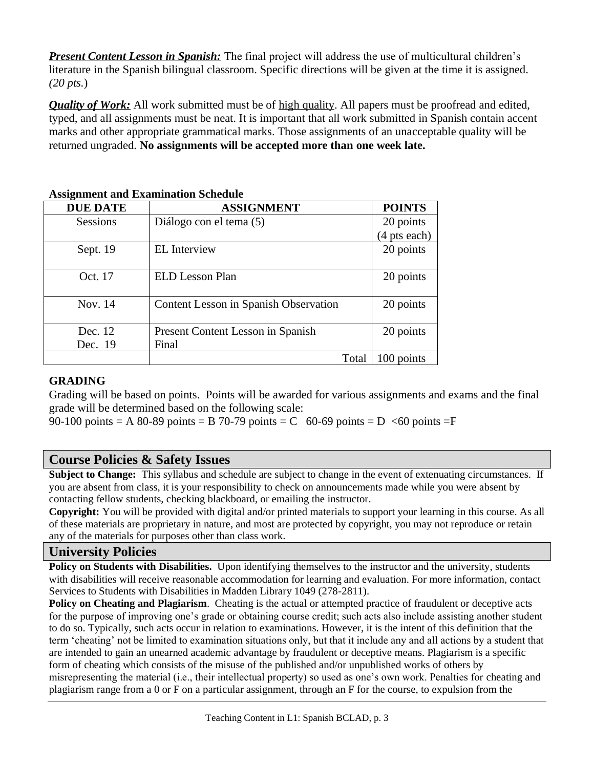***Present Content Lesson in Spanish:*** The final project will address the use of multicultural children's literature in the Spanish bilingual classroom. Specific directions will be given at the time it is assigned. *(20 pts.*)

***Quality of Work:*** All work submitted must be of high quality. All papers must be proofread and edited, typed, and all assignments must be neat. It is important that all work submitted in Spanish contain accent marks and other appropriate grammatical marks. Those assignments of an unacceptable quality will be returned ungraded. **No assignments will be accepted more than one week late.**

**Assignment and Examination Schedule**

| DUE DATE | ASSIGNMENT | POINTS |
|---|---|---|
| Sessions | Diálogo con el tema (5) | 20 points (4 pts each) |
| Sept. 19 | EL Interview | 20 points |
| Oct. 17 | ELD Lesson Plan | 20 points |
| Nov. 14 | Content Lesson in Spanish Observation | 20 points |
| Dec. 12<br>Dec. 19 | Present Content Lesson in Spanish<br>Final | 20 points |
| | Total | 100 points |

**GRADING**

Grading will be based on points. Points will be awarded for various assignments and exams and the final grade will be determined based on the following scale:
90-100 points = A 80-89 points = B 70-79 points = C 60-69 points = D <60 points =F

## Course Policies & Safety Issues

**Subject to Change:** This syllabus and schedule are subject to change in the event of extenuating circumstances. If you are absent from class, it is your responsibility to check on announcements made while you were absent by contacting fellow students, checking blackboard, or emailing the instructor.

**Copyright:** You will be provided with digital and/or printed materials to support your learning in this course. As all of these materials are proprietary in nature, and most are protected by copyright, you may not reproduce or retain any of the materials for purposes other than class work.

## University Policies

**Policy on Students with Disabilities.** Upon identifying themselves to the instructor and the university, students with disabilities will receive reasonable accommodation for learning and evaluation. For more information, contact Services to Students with Disabilities in Madden Library 1049 (278-2811).

**Policy on Cheating and Plagiarism**. Cheating is the actual or attempted practice of fraudulent or deceptive acts for the purpose of improving one's grade or obtaining course credit; such acts also include assisting another student to do so. Typically, such acts occur in relation to examinations. However, it is the intent of this definition that the term 'cheating' not be limited to examination situations only, but that it include any and all actions by a student that are intended to gain an unearned academic advantage by fraudulent or deceptive means. Plagiarism is a specific form of cheating which consists of the misuse of the published and/or unpublished works of others by misrepresenting the material (i.e., their intellectual property) so used as one's own work. Penalties for cheating and plagiarism range from a 0 or F on a particular assignment, through an F for the course, to expulsion from the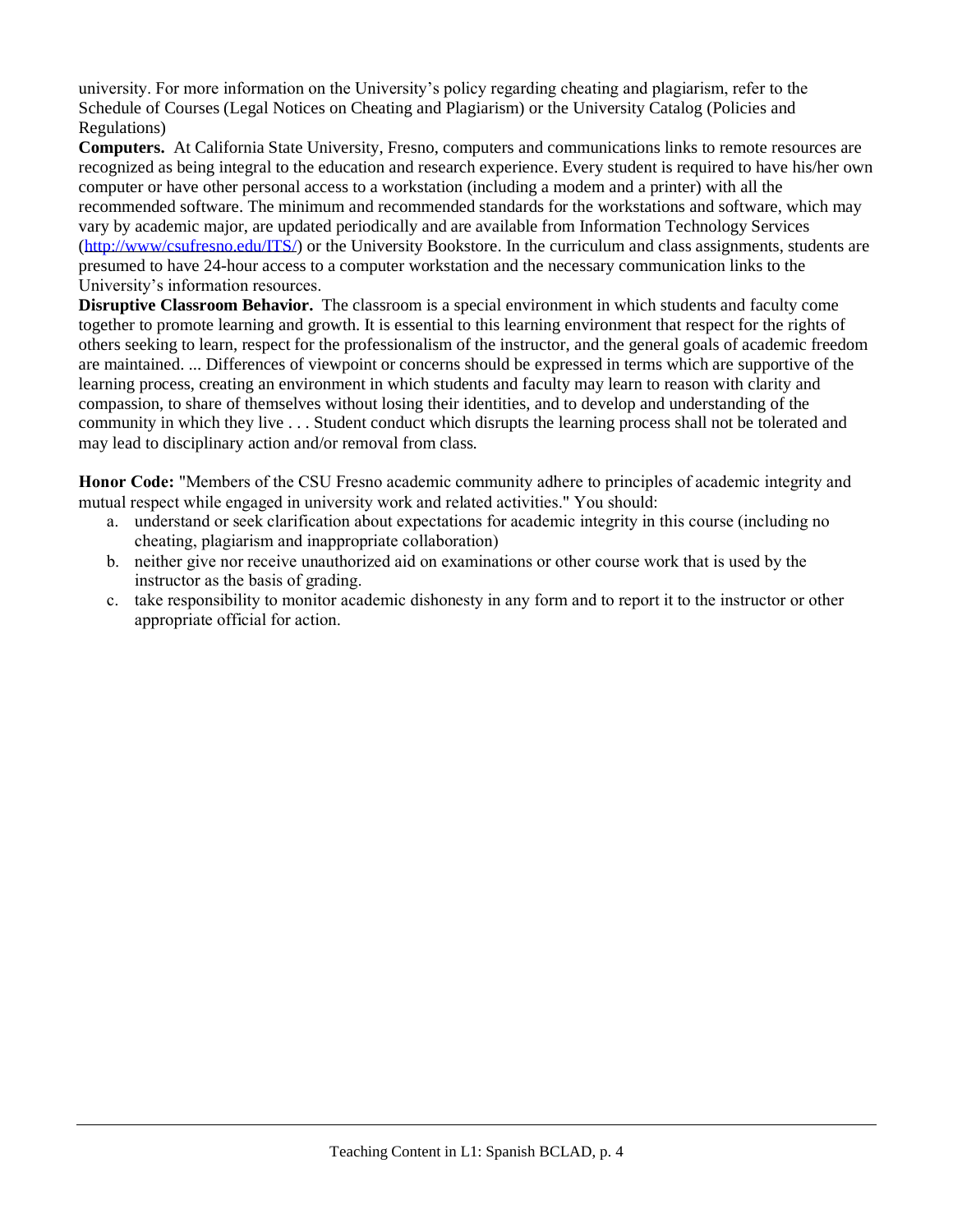university. For more information on the University's policy regarding cheating and plagiarism, refer to the Schedule of Courses (Legal Notices on Cheating and Plagiarism) or the University Catalog (Policies and Regulations)

**Computers.** At California State University, Fresno, computers and communications links to remote resources are recognized as being integral to the education and research experience. Every student is required to have his/her own computer or have other personal access to a workstation (including a modem and a printer) with all the recommended software. The minimum and recommended standards for the workstations and software, which may vary by academic major, are updated periodically and are available from Information Technology Services (http://www/csufresno.edu/ITS/) or the University Bookstore. In the curriculum and class assignments, students are presumed to have 24-hour access to a computer workstation and the necessary communication links to the University's information resources.

**Disruptive Classroom Behavior.** The classroom is a special environment in which students and faculty come together to promote learning and growth. It is essential to this learning environment that respect for the rights of others seeking to learn, respect for the professionalism of the instructor, and the general goals of academic freedom are maintained. ... Differences of viewpoint or concerns should be expressed in terms which are supportive of the learning process, creating an environment in which students and faculty may learn to reason with clarity and compassion, to share of themselves without losing their identities, and to develop and understanding of the community in which they live . . . Student conduct which disrupts the learning process shall not be tolerated and may lead to disciplinary action and/or removal from class.

**Honor Code:** "Members of the CSU Fresno academic community adhere to principles of academic integrity and mutual respect while engaged in university work and related activities." You should:

a. understand or seek clarification about expectations for academic integrity in this course (including no cheating, plagiarism and inappropriate collaboration)
b. neither give nor receive unauthorized aid on examinations or other course work that is used by the instructor as the basis of grading.
c. take responsibility to monitor academic dishonesty in any form and to report it to the instructor or other appropriate official for action.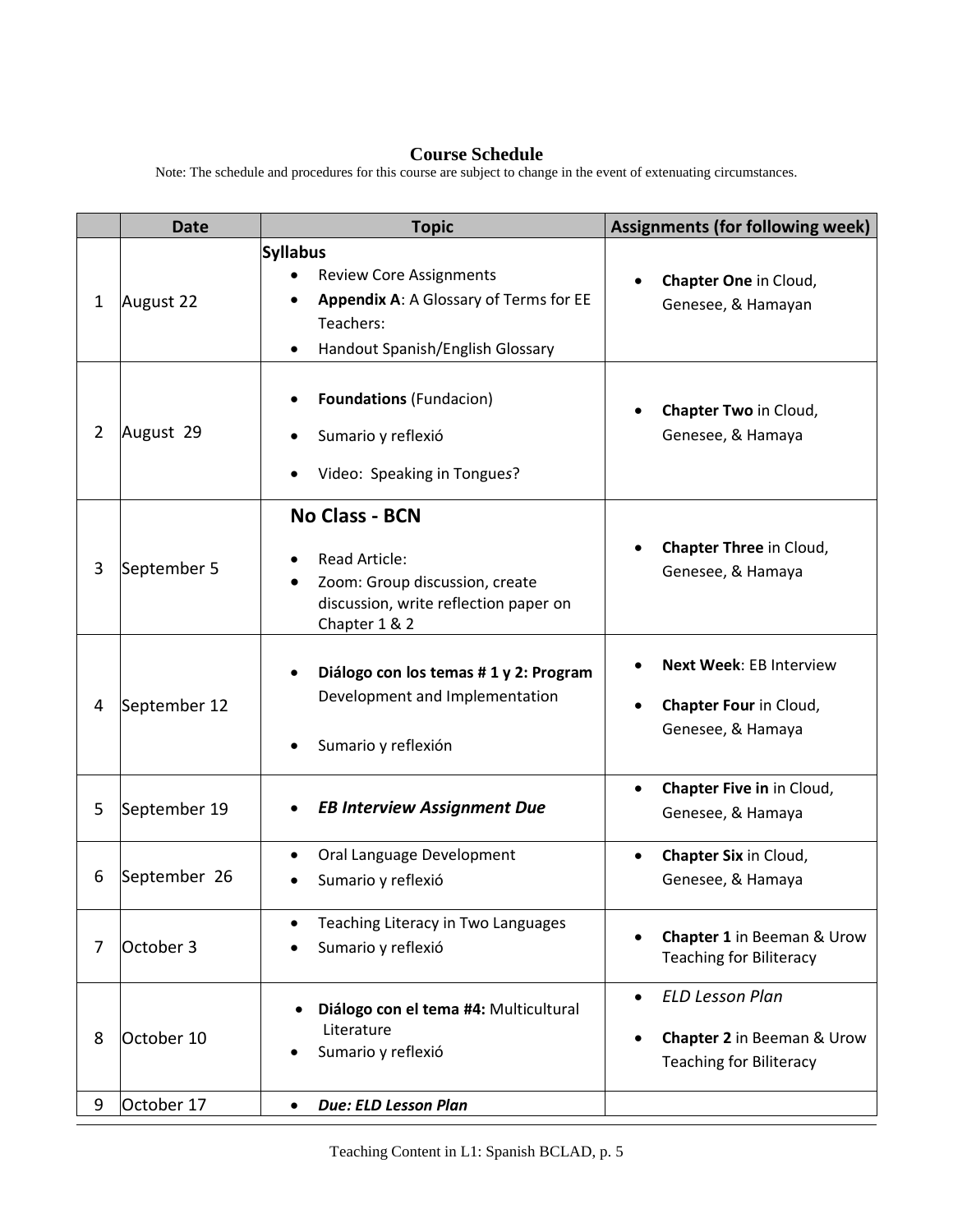## Course Schedule

Note: The schedule and procedures for this course are subject to change in the event of extenuating circumstances.

| | Date | Topic | Assignments (for following week) |
|---|---|---|---|
| 1 | August 22 | **Syllabus**<br>• Review Core Assignments<br>• **Appendix A**: A Glossary of Terms for EE Teachers:<br>• Handout Spanish/English Glossary | • **Chapter One** in Cloud, Genesee, & Hamayan |
| 2 | August 29 | • **Foundations** (Fundacion)<br>• Sumario y reflexió<br>• Video: Speaking in Tongues? | • **Chapter Two** in Cloud, Genesee, & Hamaya |
| 3 | September 5 | **No Class - BCN**<br>• Read Article:<br>• Zoom: Group discussion, create discussion, write reflection paper on Chapter 1 & 2 | • **Chapter Three** in Cloud, Genesee, & Hamaya |
| 4 | September 12 | • **Diálogo con los temas # 1 y 2: Program** Development and Implementation<br>• Sumario y reflexión | • **Next Week**: EB Interview<br>• **Chapter Four** in Cloud, Genesee, & Hamaya |
| 5 | September 19 | • ***EB Interview Assignment Due*** | • **Chapter Five in** in Cloud, Genesee, & Hamaya |
| 6 | September 26 | • Oral Language Development<br>• Sumario y reflexió | • **Chapter Six** in Cloud, Genesee, & Hamaya |
| 7 | October 3 | • Teaching Literacy in Two Languages<br>• Sumario y reflexió | • **Chapter 1** in Beeman & Urow Teaching for Biliteracy |
| 8 | October 10 | • **Diálogo con el tema #4:** Multicultural Literature<br>• Sumario y reflexió | • *ELD Lesson Plan*<br>• **Chapter 2** in Beeman & Urow Teaching for Biliteracy |
| 9 | October 17 | • ***Due: ELD Lesson Plan*** | |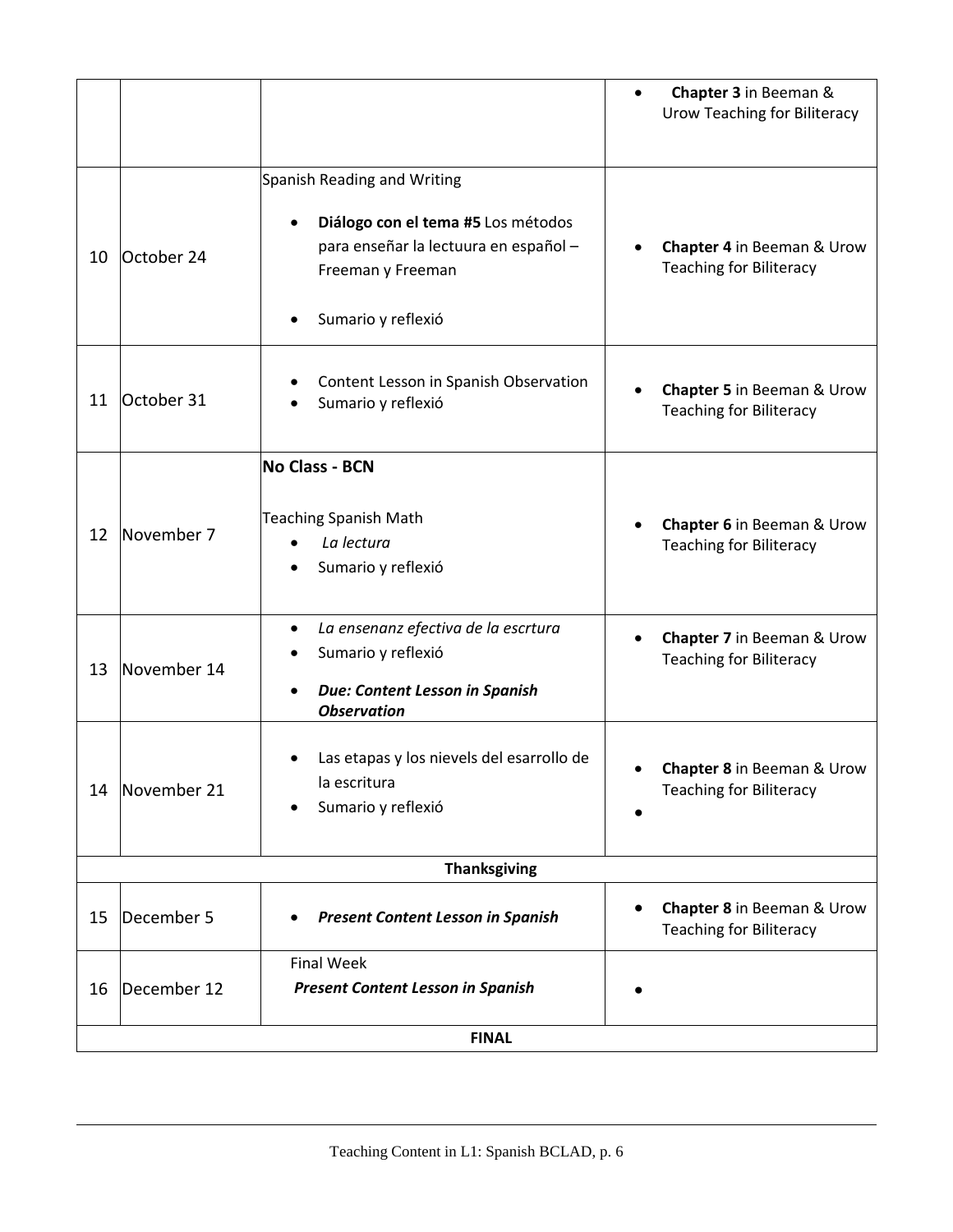| | | | |
|---|---|---|---|
| | | | • **Chapter 3** in Beeman & Urow Teaching for Biliteracy |
| 10 | October 24 | Spanish Reading and Writing<br>• **Diálogo con el tema #5** Los métodos para enseñar la lectuura en español – Freeman y Freeman<br>• Sumario y reflexió | • **Chapter 4** in Beeman & Urow Teaching for Biliteracy |
| 11 | October 31 | • Content Lesson in Spanish Observation<br>• Sumario y reflexió | • **Chapter 5** in Beeman & Urow Teaching for Biliteracy |
| 12 | November 7 | **No Class - BCN**<br>Teaching Spanish Math<br>• *La lectura*<br>• Sumario y reflexió | • **Chapter 6** in Beeman & Urow Teaching for Biliteracy |
| 13 | November 14 | • *La ensenanz efectiva de la escrtura*<br>• Sumario y reflexió<br>• ***Due: Content Lesson in Spanish Observation*** | • **Chapter 7** in Beeman & Urow Teaching for Biliteracy |
| 14 | November 21 | • Las etapas y los nievels del esarrollo de la escritura<br>• Sumario y reflexió | • **Chapter 8** in Beeman & Urow Teaching for Biliteracy<br>• |
| **Thanksgiving** | | | |
| 15 | December 5 | • ***Present Content Lesson in Spanish*** | • **Chapter 8** in Beeman & Urow Teaching for Biliteracy |
| 16 | December 12 | Final Week<br>***Present Content Lesson in Spanish*** | • |
| **FINAL** | | | |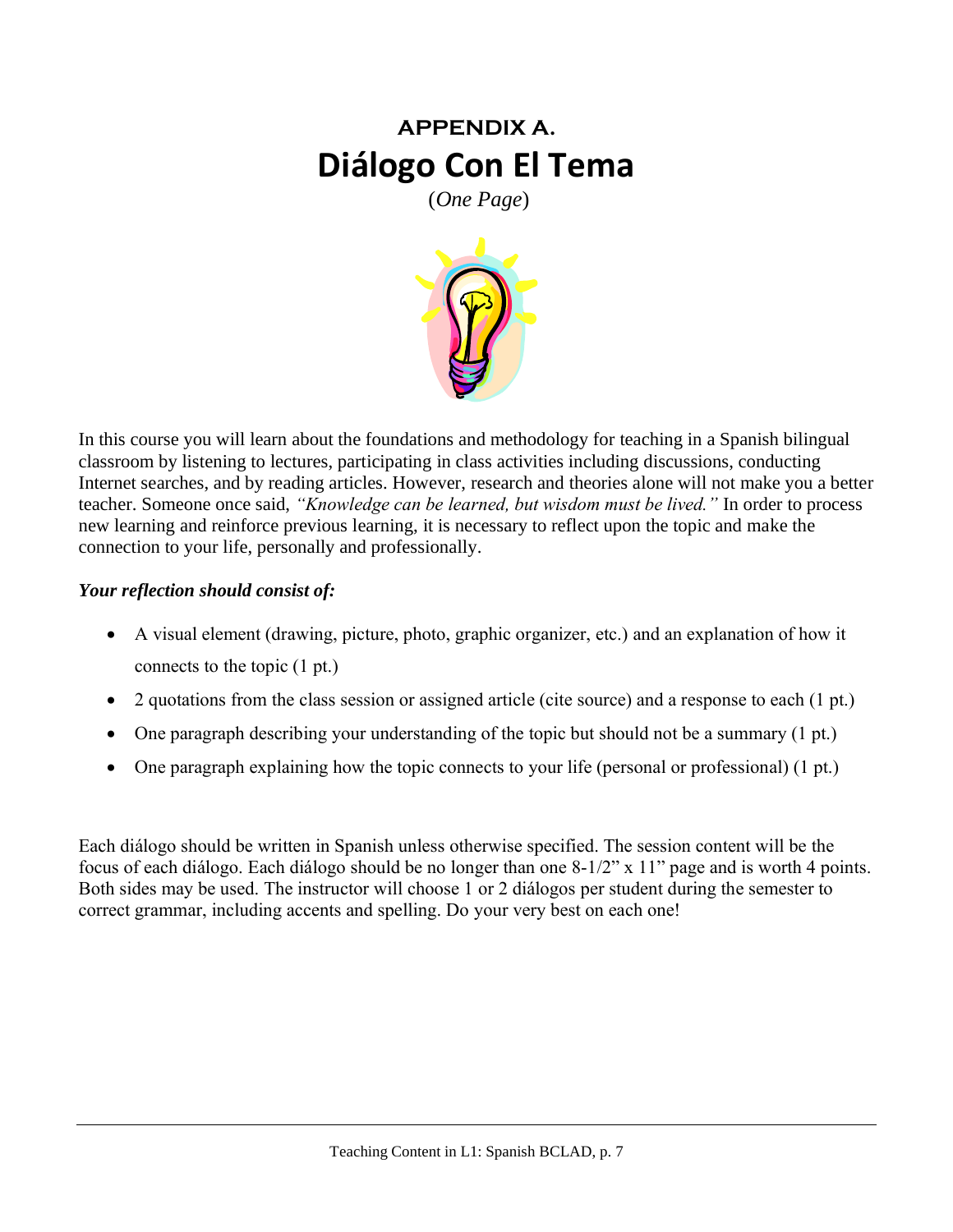# APPENDIX A.

## Diálogo Con El Tema

(*One Page*)

In this course you will learn about the foundations and methodology for teaching in a Spanish bilingual classroom by listening to lectures, participating in class activities including discussions, conducting Internet searches, and by reading articles. However, research and theories alone will not make you a better teacher. Someone once said, *"Knowledge can be learned, but wisdom must be lived."* In order to process new learning and reinforce previous learning, it is necessary to reflect upon the topic and make the connection to your life, personally and professionally.

***Your reflection should consist of:***

- A visual element (drawing, picture, photo, graphic organizer, etc.) and an explanation of how it connects to the topic (1 pt.)
- 2 quotations from the class session or assigned article (cite source) and a response to each (1 pt.)
- One paragraph describing your understanding of the topic but should not be a summary (1 pt.)
- One paragraph explaining how the topic connects to your life (personal or professional) (1 pt.)

Each diálogo should be written in Spanish unless otherwise specified. The session content will be the focus of each diálogo. Each diálogo should be no longer than one 8-1/2" x 11" page and is worth 4 points. Both sides may be used. The instructor will choose 1 or 2 diálogos per student during the semester to correct grammar, including accents and spelling. Do your very best on each one!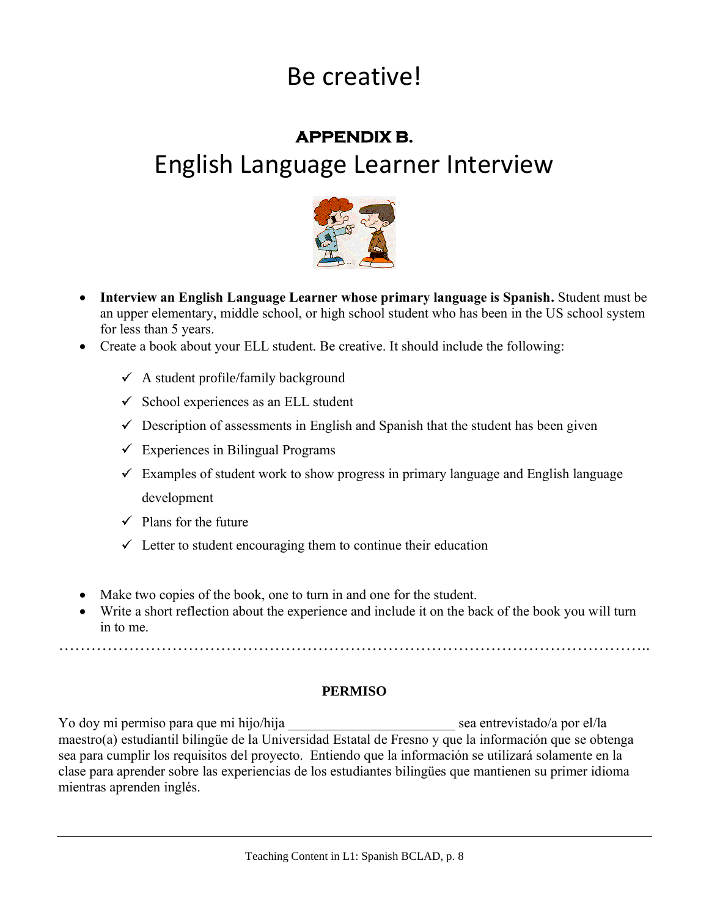# Be creative!

## APPENDIX B.

# English Language Learner Interview

- **Interview an English Language Learner whose primary language is Spanish.** Student must be an upper elementary, middle school, or high school student who has been in the US school system for less than 5 years.
- Create a book about your ELL student. Be creative. It should include the following:
  - ✓ A student profile/family background
  - ✓ School experiences as an ELL student
  - ✓ Description of assessments in English and Spanish that the student has been given
  - ✓ Experiences in Bilingual Programs
  - ✓ Examples of student work to show progress in primary language and English language development
  - ✓ Plans for the future
  - ✓ Letter to student encouraging them to continue their education

- Make two copies of the book, one to turn in and one for the student.
- Write a short reflection about the experience and include it on the back of the book you will turn in to me.

…………………………………………………………………………………………………..

**PERMISO**

Yo doy mi permiso para que mi hijo/hija ________________________ sea entrevistado/a por el/la maestro(a) estudiantil bilingüe de la Universidad Estatal de Fresno y que la información que se obtenga sea para cumplir los requisitos del proyecto. Entiendo que la información se utilizará solamente en la clase para aprender sobre las experiencias de los estudiantes bilingües que mantienen su primer idioma mientras aprenden inglés.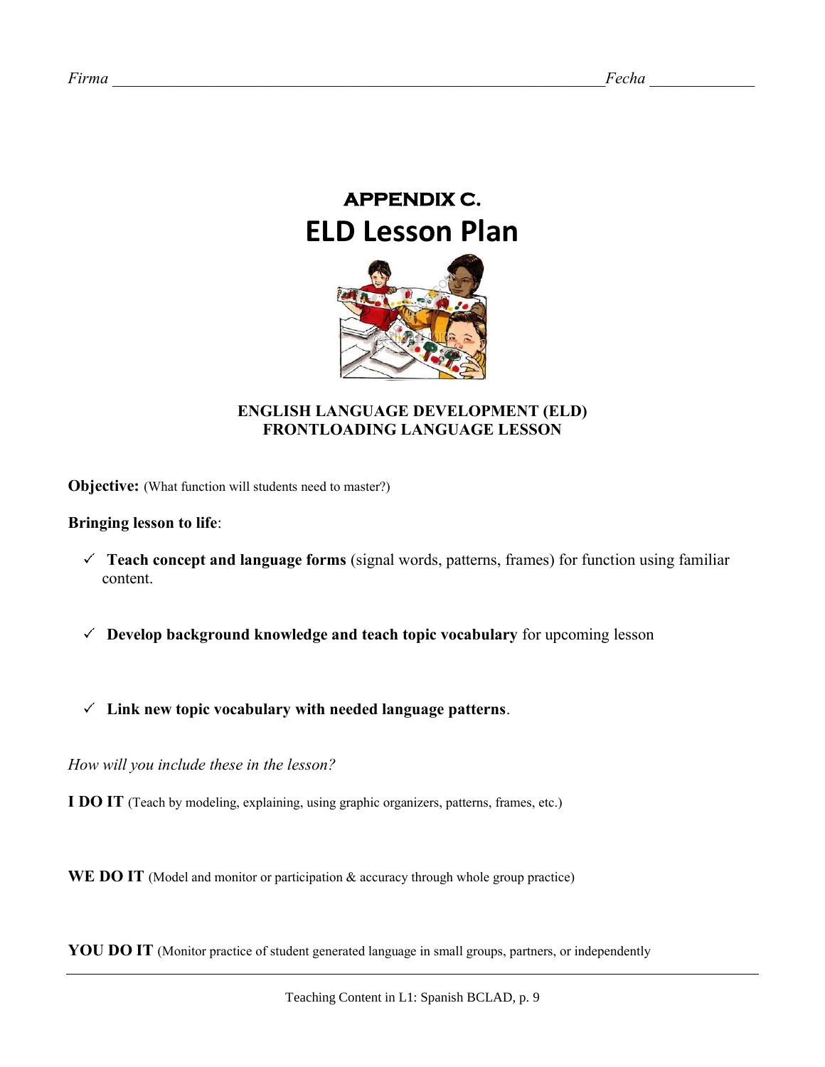*Firma* _______________________________________________________________ *Fecha* _____________

# APPENDIX C.
# ELD Lesson Plan

**ENGLISH LANGUAGE DEVELOPMENT (ELD)**
**FRONTLOADING LANGUAGE LESSON**

**Objective:** (What function will students need to master?)

**Bringing lesson to life**:

- ✓ **Teach concept and language forms** (signal words, patterns, frames) for function using familiar content.
- ✓ **Develop background knowledge and teach topic vocabulary** for upcoming lesson
- ✓ **Link new topic vocabulary with needed language patterns**.

*How will you include these in the lesson?*

**I DO IT** (Teach by modeling, explaining, using graphic organizers, patterns, frames, etc.)

**WE DO IT** (Model and monitor or participation & accuracy through whole group practice)

**YOU DO IT** (Monitor practice of student generated language in small groups, partners, or independently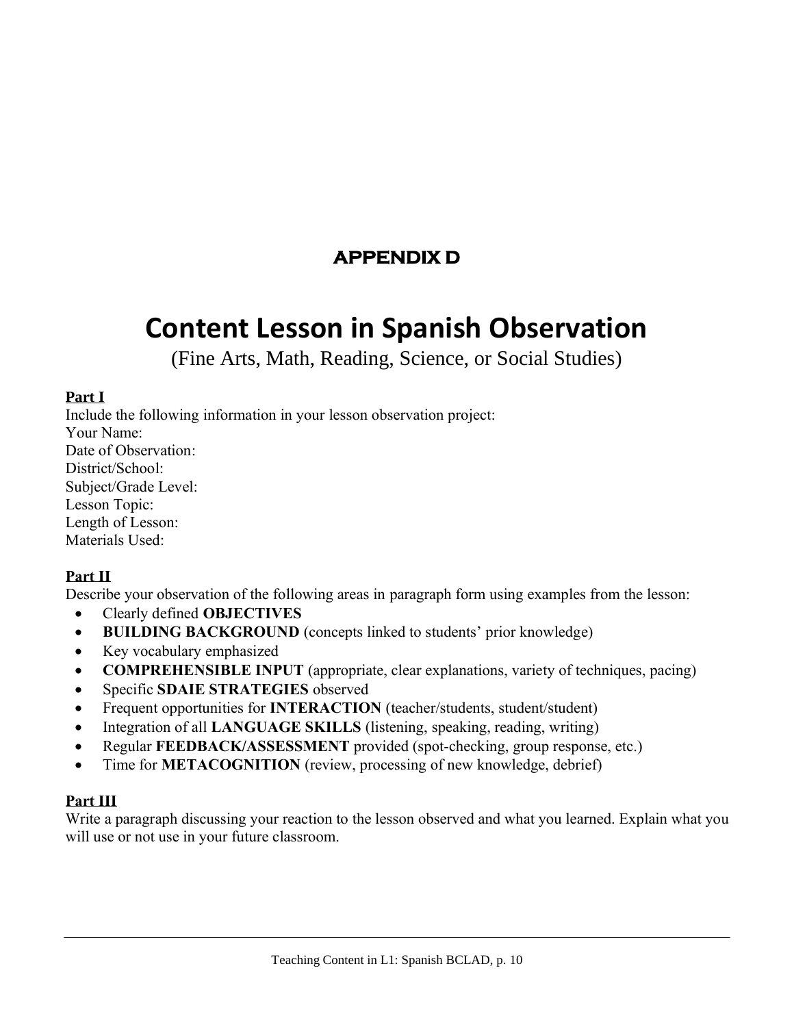# APPENDIX D

# Content Lesson in Spanish Observation

(Fine Arts, Math, Reading, Science, or Social Studies)

**Part I**

Include the following information in your lesson observation project:
Your Name:
Date of Observation:
District/School:
Subject/Grade Level:
Lesson Topic:
Length of Lesson:
Materials Used:

**Part II**

Describe your observation of the following areas in paragraph form using examples from the lesson:

- Clearly defined **OBJECTIVES**
- **BUILDING BACKGROUND** (concepts linked to students' prior knowledge)
- Key vocabulary emphasized
- **COMPREHENSIBLE INPUT** (appropriate, clear explanations, variety of techniques, pacing)
- Specific **SDAIE STRATEGIES** observed
- Frequent opportunities for **INTERACTION** (teacher/students, student/student)
- Integration of all **LANGUAGE SKILLS** (listening, speaking, reading, writing)
- Regular **FEEDBACK/ASSESSMENT** provided (spot-checking, group response, etc.)
- Time for **METACOGNITION** (review, processing of new knowledge, debrief)

**Part III**

Write a paragraph discussing your reaction to the lesson observed and what you learned. Explain what you will use or not use in your future classroom.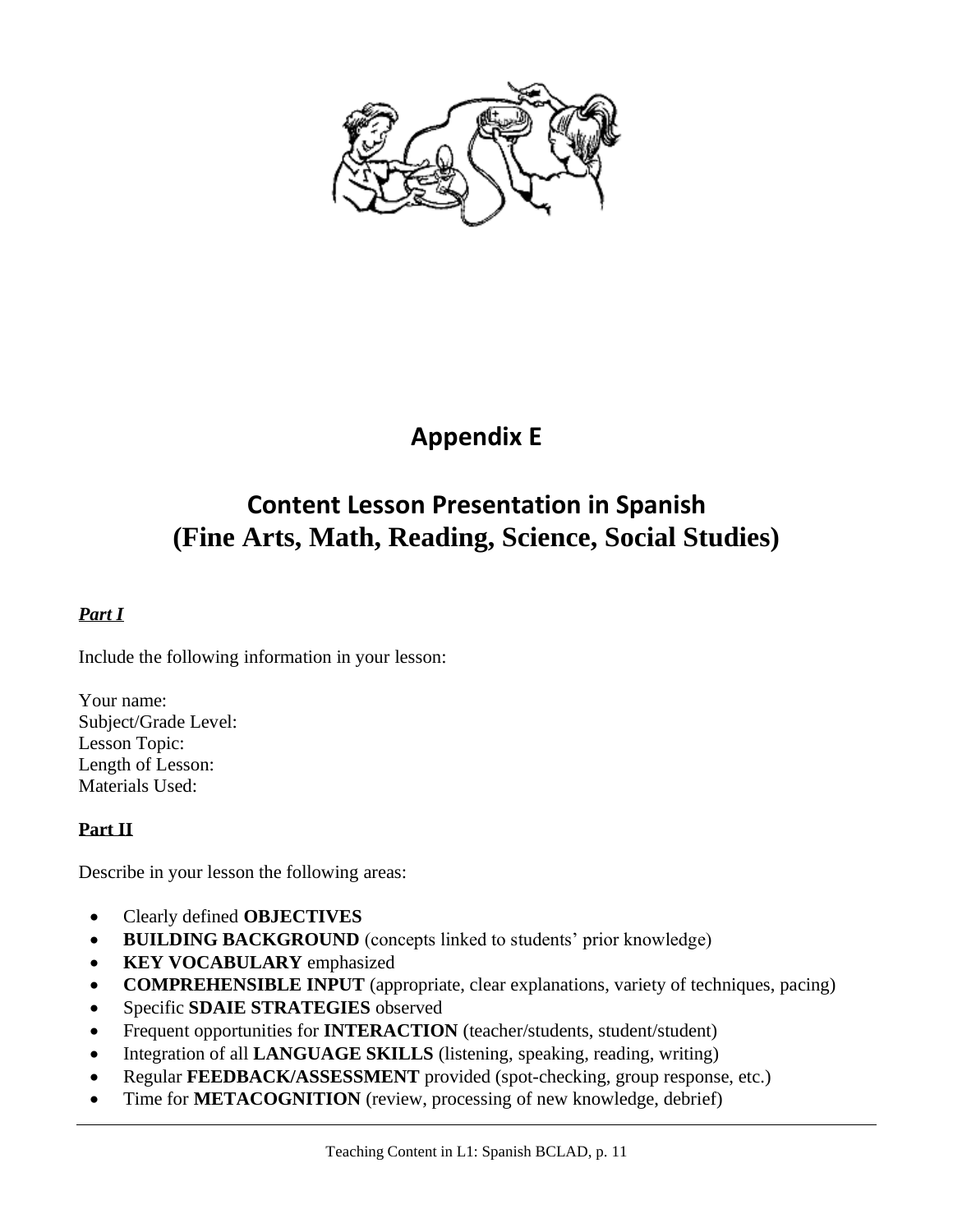# Appendix E

## Content Lesson Presentation in Spanish
## (Fine Arts, Math, Reading, Science, Social Studies)

***Part I***

Include the following information in your lesson:

Your name:
Subject/Grade Level:
Lesson Topic:
Length of Lesson:
Materials Used:

**Part II**

Describe in your lesson the following areas:

- Clearly defined **OBJECTIVES**
- **BUILDING BACKGROUND** (concepts linked to students' prior knowledge)
- **KEY VOCABULARY** emphasized
- **COMPREHENSIBLE INPUT** (appropriate, clear explanations, variety of techniques, pacing)
- Specific **SDAIE STRATEGIES** observed
- Frequent opportunities for **INTERACTION** (teacher/students, student/student)
- Integration of all **LANGUAGE SKILLS** (listening, speaking, reading, writing)
- Regular **FEEDBACK/ASSESSMENT** provided (spot-checking, group response, etc.)
- Time for **METACOGNITION** (review, processing of new knowledge, debrief)